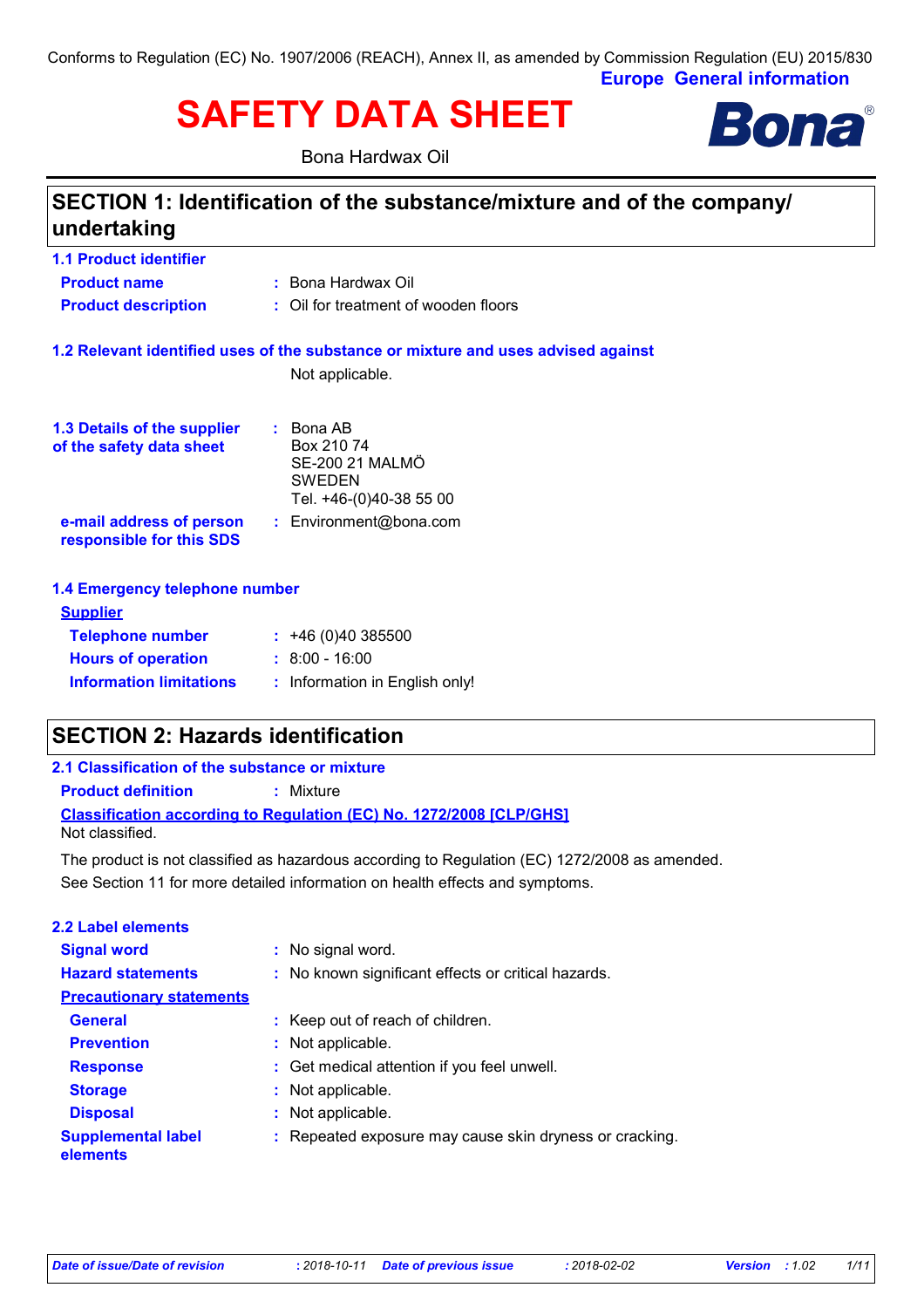Conforms to Regulation (EC) No. 1907/2006 (REACH), Annex II, as amended by Commission Regulation (EU) 2015/830

**Europe General information**

# SAFETY DATA SHEET

Bona Hardwax Oil

## SECTION 1: Identification of the substance/mixture and of the company/ undertaking

### 1.1 Product identifier

**Product name** : Bona Hardwax Oil

**Product description** : Oil for treatment of wooden floors

### 1.2 Relevant identified uses of the substance or mixture and uses advised against

Not applicable.

### 1.3 Details of the supplier of the safety data sheet

: Bona AB
Box 210 74
SE-200 21 MALMÖ
SWEDEN
Tel. +46-(0)40-38 55 00

**e-mail address of person responsible for this SDS** : Environment@bona.com

### 1.4 Emergency telephone number

**Supplier**

**Telephone number** : +46 (0)40 385500

**Hours of operation** : 8:00 - 16:00

**Information limitations** : Information in English only!

## SECTION 2: Hazards identification

### 2.1 Classification of the substance or mixture

**Product definition** : Mixture

**Classification according to Regulation (EC) No. 1272/2008 [CLP/GHS]**

Not classified.

The product is not classified as hazardous according to Regulation (EC) 1272/2008 as amended.

See Section 11 for more detailed information on health effects and symptoms.

### 2.2 Label elements

**Signal word** : No signal word.

**Hazard statements** : No known significant effects or critical hazards.

**Precautionary statements**

**General** : Keep out of reach of children.

**Prevention** : Not applicable.

**Response** : Get medical attention if you feel unwell.

**Storage** : Not applicable.

**Disposal** : Not applicable.

**Supplemental label elements** : Repeated exposure may cause skin dryness or cracking.

*Date of issue/Date of revision* : 2018-10-11 *Date of previous issue* : 2018-02-02 *Version* : 1.02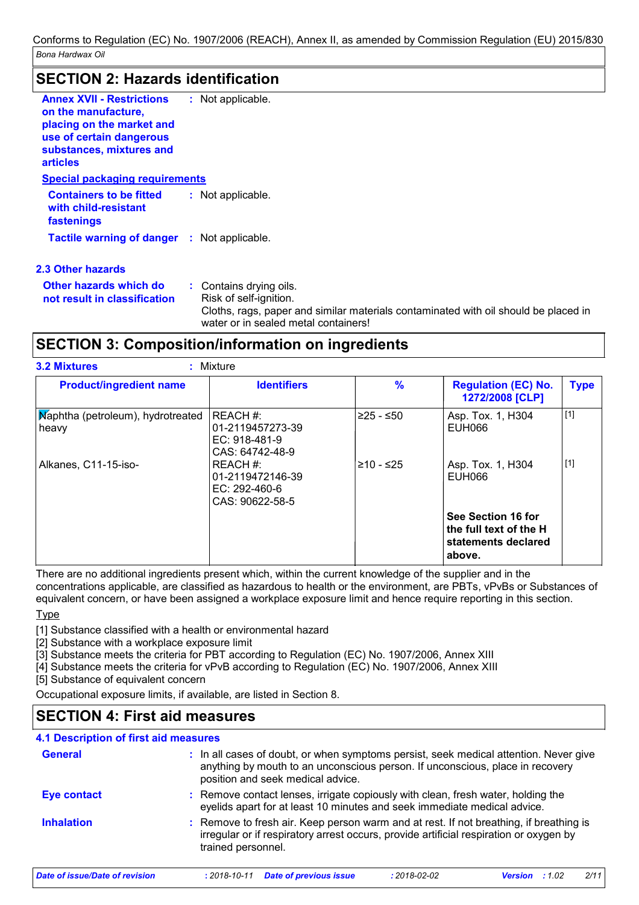## SECTION 2: Hazards identification

**Annex XVII - Restrictions on the manufacture, placing on the market and use of certain dangerous substances, mixtures and articles** : Not applicable.

**Special packaging requirements**

**Containers to be fitted with child-resistant fastenings** : Not applicable.

**Tactile warning of danger** : Not applicable.

### 2.3 Other hazards

**Other hazards which do not result in classification** : Contains drying oils.
Risk of self-ignition.
Cloths, rags, paper and similar materials contaminated with oil should be placed in water or in sealed metal containers!

## SECTION 3: Composition/information on ingredients

**3.2 Mixtures** : Mixture

| Product/ingredient name | Identifiers | % | Regulation (EC) No. 1272/2008 [CLP] | Type |
|---|---|---|---|---|
| Naphtha (petroleum), hydrotreated heavy | REACH #: 01-2119457273-39<br>EC: 918-481-9<br>CAS: 64742-48-9 | ≥25 - ≤50 | Asp. Tox. 1, H304<br>EUH066 | [1] |
| Alkanes, C11-15-iso- | REACH #: 01-2119472146-39<br>EC: 292-460-6<br>CAS: 90622-58-5 | ≥10 - ≤25 | Asp. Tox. 1, H304<br>EUH066 | [1] |
| | | | **See Section 16 for the full text of the H statements declared above.** | |

There are no additional ingredients present which, within the current knowledge of the supplier and in the concentrations applicable, are classified as hazardous to health or the environment, are PBTs, vPvBs or Substances of equivalent concern, or have been assigned a workplace exposure limit and hence require reporting in this section.

Type

[1] Substance classified with a health or environmental hazard
[2] Substance with a workplace exposure limit
[3] Substance meets the criteria for PBT according to Regulation (EC) No. 1907/2006, Annex XIII
[4] Substance meets the criteria for vPvB according to Regulation (EC) No. 1907/2006, Annex XIII
[5] Substance of equivalent concern

Occupational exposure limits, if available, are listed in Section 8.

## SECTION 4: First aid measures

### 4.1 Description of first aid measures

**General** : In all cases of doubt, or when symptoms persist, seek medical attention. Never give anything by mouth to an unconscious person. If unconscious, place in recovery position and seek medical advice.

**Eye contact** : Remove contact lenses, irrigate copiously with clean, fresh water, holding the eyelids apart for at least 10 minutes and seek immediate medical advice.

**Inhalation** : Remove to fresh air. Keep person warm and at rest. If not breathing, if breathing is irregular or if respiratory arrest occurs, provide artificial respiration or oxygen by trained personnel.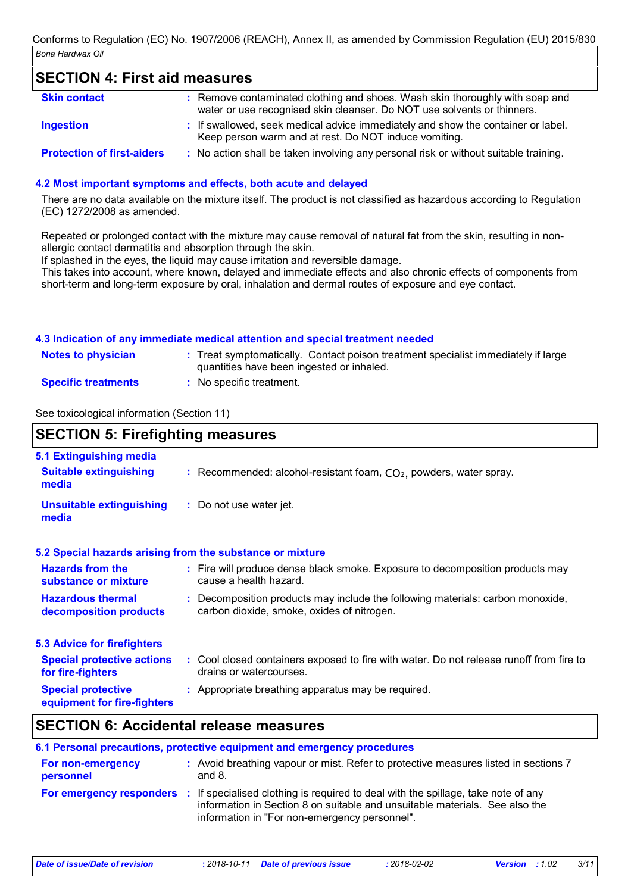## SECTION 4: First aid measures

| | |
|---|---|
| **Skin contact** | Remove contaminated clothing and shoes. Wash skin thoroughly with soap and water or use recognised skin cleanser. Do NOT use solvents or thinners. |
| **Ingestion** | If swallowed, seek medical advice immediately and show the container or label. Keep person warm and at rest. Do NOT induce vomiting. |
| **Protection of first-aiders** | No action shall be taken involving any personal risk or without suitable training. |

### 4.2 Most important symptoms and effects, both acute and delayed

There are no data available on the mixture itself. The product is not classified as hazardous according to Regulation (EC) 1272/2008 as amended.

Repeated or prolonged contact with the mixture may cause removal of natural fat from the skin, resulting in non-allergic contact dermatitis and absorption through the skin.
If splashed in the eyes, the liquid may cause irritation and reversible damage.
This takes into account, where known, delayed and immediate effects and also chronic effects of components from short-term and long-term exposure by oral, inhalation and dermal routes of exposure and eye contact.

### 4.3 Indication of any immediate medical attention and special treatment needed

| | |
|---|---|
| **Notes to physician** | Treat symptomatically. Contact poison treatment specialist immediately if large quantities have been ingested or inhaled. |
| **Specific treatments** | No specific treatment. |

See toxicological information (Section 11)

## SECTION 5: Firefighting measures

### 5.1 Extinguishing media

| | |
|---|---|
| **Suitable extinguishing media** | Recommended: alcohol-resistant foam, $CO_2$, powders, water spray. |
| **Unsuitable extinguishing media** | Do not use water jet. |

### 5.2 Special hazards arising from the substance or mixture

| | |
|---|---|
| **Hazards from the substance or mixture** | Fire will produce dense black smoke. Exposure to decomposition products may cause a health hazard. |
| **Hazardous thermal decomposition products** | Decomposition products may include the following materials: carbon monoxide, carbon dioxide, smoke, oxides of nitrogen. |

### 5.3 Advice for firefighters

| | |
|---|---|
| **Special protective actions for fire-fighters** | Cool closed containers exposed to fire with water. Do not release runoff from fire to drains or watercourses. |
| **Special protective equipment for fire-fighters** | Appropriate breathing apparatus may be required. |

## SECTION 6: Accidental release measures

### 6.1 Personal precautions, protective equipment and emergency procedures

| | |
|---|---|
| **For non-emergency personnel** | Avoid breathing vapour or mist. Refer to protective measures listed in sections 7 and 8. |
| **For emergency responders** | If specialised clothing is required to deal with the spillage, take note of any information in Section 8 on suitable and unsuitable materials. See also the information in "For non-emergency personnel". |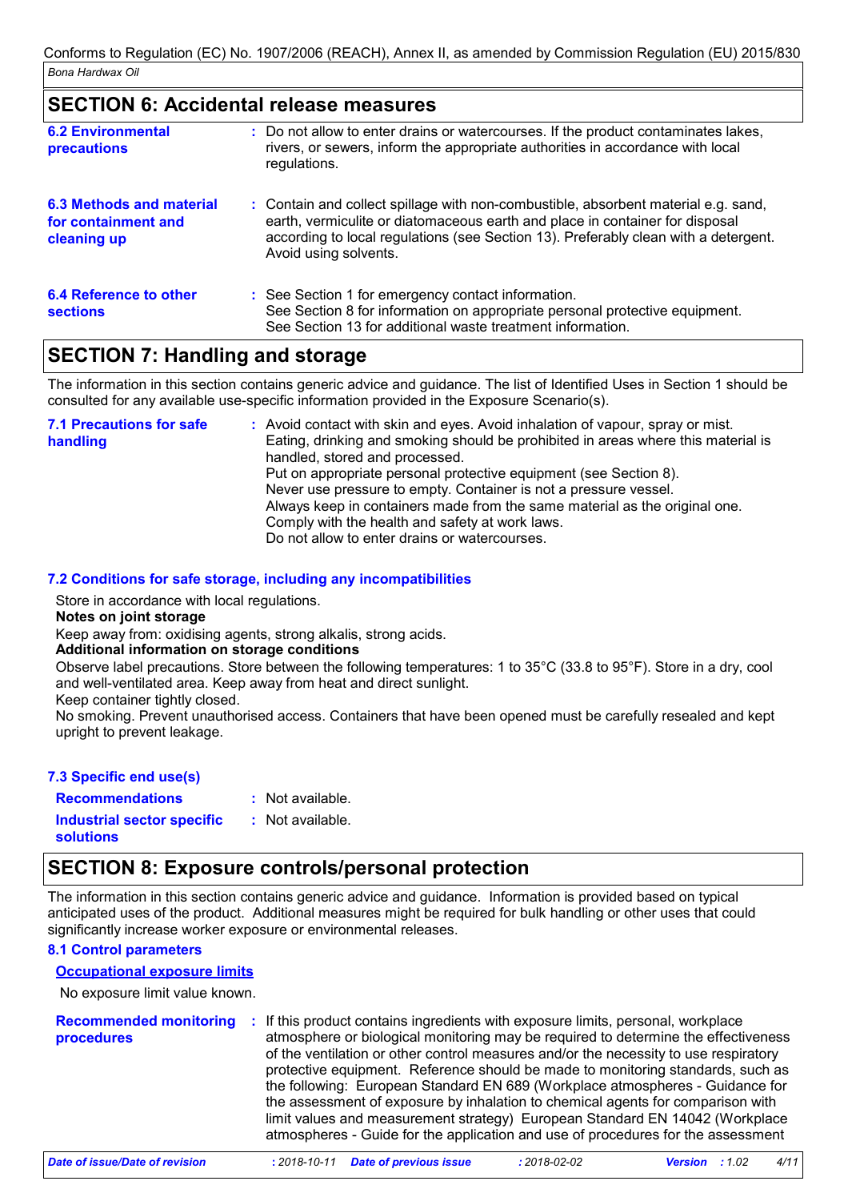## SECTION 6: Accidental release measures

**6.2 Environmental precautions** : Do not allow to enter drains or watercourses. If the product contaminates lakes, rivers, or sewers, inform the appropriate authorities in accordance with local regulations.

**6.3 Methods and material for containment and cleaning up** : Contain and collect spillage with non-combustible, absorbent material e.g. sand, earth, vermiculite or diatomaceous earth and place in container for disposal according to local regulations (see Section 13). Preferably clean with a detergent. Avoid using solvents.

**6.4 Reference to other sections** : See Section 1 for emergency contact information.
See Section 8 for information on appropriate personal protective equipment.
See Section 13 for additional waste treatment information.

## SECTION 7: Handling and storage

The information in this section contains generic advice and guidance. The list of Identified Uses in Section 1 should be consulted for any available use-specific information provided in the Exposure Scenario(s).

**7.1 Precautions for safe handling** : Avoid contact with skin and eyes. Avoid inhalation of vapour, spray or mist.
Eating, drinking and smoking should be prohibited in areas where this material is handled, stored and processed.
Put on appropriate personal protective equipment (see Section 8).
Never use pressure to empty. Container is not a pressure vessel.
Always keep in containers made from the same material as the original one.
Comply with the health and safety at work laws.
Do not allow to enter drains or watercourses.

### 7.2 Conditions for safe storage, including any incompatibilities

Store in accordance with local regulations.

**Notes on joint storage**

Keep away from: oxidising agents, strong alkalis, strong acids.

**Additional information on storage conditions**

Observe label precautions. Store between the following temperatures: 1 to 35°C (33.8 to 95°F). Store in a dry, cool and well-ventilated area. Keep away from heat and direct sunlight.
Keep container tightly closed.
No smoking. Prevent unauthorised access. Containers that have been opened must be carefully resealed and kept upright to prevent leakage.

### 7.3 Specific end use(s)

**Recommendations** : Not available.

**Industrial sector specific solutions** : Not available.

## SECTION 8: Exposure controls/personal protection

The information in this section contains generic advice and guidance. Information is provided based on typical anticipated uses of the product. Additional measures might be required for bulk handling or other uses that could significantly increase worker exposure or environmental releases.

### 8.1 Control parameters

**Occupational exposure limits**

No exposure limit value known.

**Recommended monitoring procedures** : If this product contains ingredients with exposure limits, personal, workplace atmosphere or biological monitoring may be required to determine the effectiveness of the ventilation or other control measures and/or the necessity to use respiratory protective equipment. Reference should be made to monitoring standards, such as the following: European Standard EN 689 (Workplace atmospheres - Guidance for the assessment of exposure by inhalation to chemical agents for comparison with limit values and measurement strategy) European Standard EN 14042 (Workplace atmospheres - Guide for the application and use of procedures for the assessment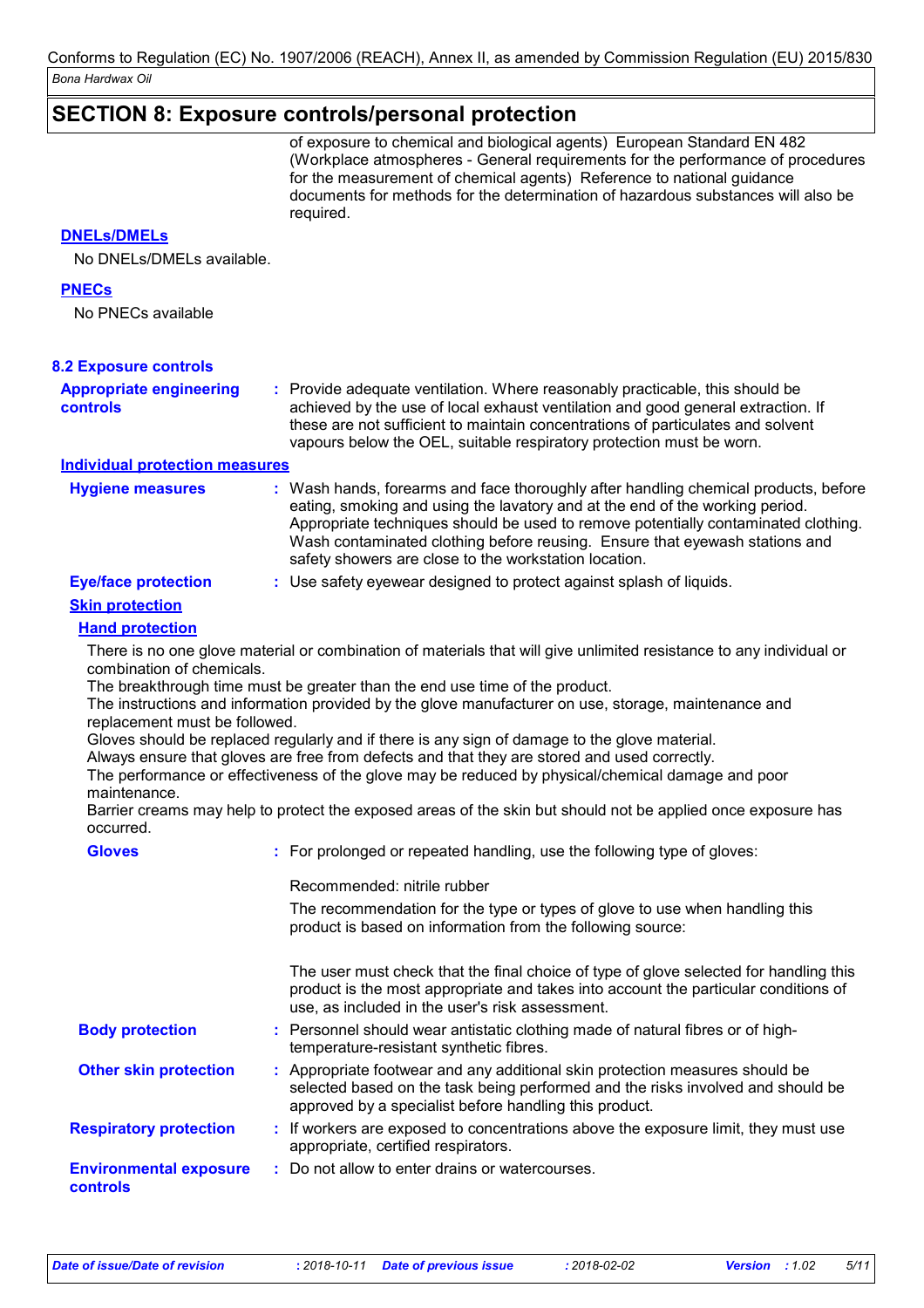## SECTION 8: Exposure controls/personal protection

of exposure to chemical and biological agents) European Standard EN 482 (Workplace atmospheres - General requirements for the performance of procedures for the measurement of chemical agents) Reference to national guidance documents for methods for the determination of hazardous substances will also be required.

**DNELs/DMELs**

No DNELs/DMELs available.

**PNECs**

No PNECs available

### 8.2 Exposure controls

**Appropriate engineering controls** : Provide adequate ventilation. Where reasonably practicable, this should be achieved by the use of local exhaust ventilation and good general extraction. If these are not sufficient to maintain concentrations of particulates and solvent vapours below the OEL, suitable respiratory protection must be worn.

**Individual protection measures**

**Hygiene measures** : Wash hands, forearms and face thoroughly after handling chemical products, before eating, smoking and using the lavatory and at the end of the working period. Appropriate techniques should be used to remove potentially contaminated clothing. Wash contaminated clothing before reusing. Ensure that eyewash stations and safety showers are close to the workstation location.

**Eye/face protection** : Use safety eyewear designed to protect against splash of liquids.

**Skin protection**

**Hand protection**

There is no one glove material or combination of materials that will give unlimited resistance to any individual or combination of chemicals.
The breakthrough time must be greater than the end use time of the product.
The instructions and information provided by the glove manufacturer on use, storage, maintenance and replacement must be followed.
Gloves should be replaced regularly and if there is any sign of damage to the glove material.
Always ensure that gloves are free from defects and that they are stored and used correctly.
The performance or effectiveness of the glove may be reduced by physical/chemical damage and poor maintenance.
Barrier creams may help to protect the exposed areas of the skin but should not be applied once exposure has occurred.

**Gloves** : For prolonged or repeated handling, use the following type of gloves:

Recommended: nitrile rubber

The recommendation for the type or types of glove to use when handling this product is based on information from the following source:

The user must check that the final choice of type of glove selected for handling this product is the most appropriate and takes into account the particular conditions of use, as included in the user's risk assessment.

**Body protection** : Personnel should wear antistatic clothing made of natural fibres or of high-temperature-resistant synthetic fibres.

**Other skin protection** : Appropriate footwear and any additional skin protection measures should be selected based on the task being performed and the risks involved and should be approved by a specialist before handling this product.

**Respiratory protection** : If workers are exposed to concentrations above the exposure limit, they must use appropriate, certified respirators.

**Environmental exposure controls** : Do not allow to enter drains or watercourses.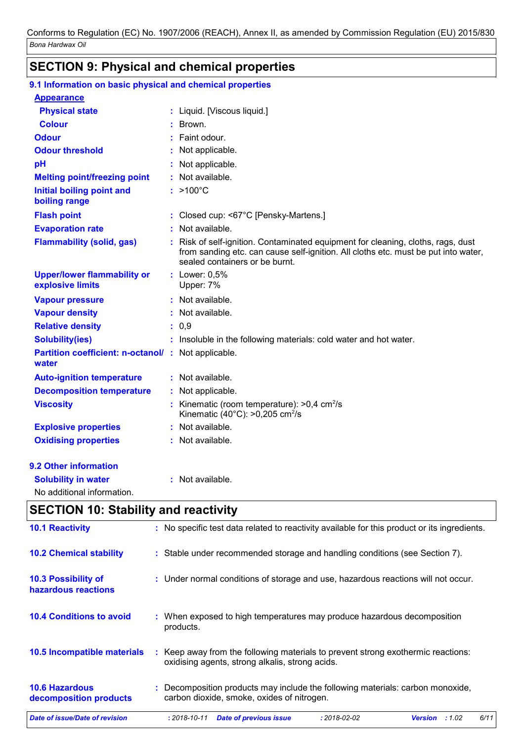## SECTION 9: Physical and chemical properties

### 9.1 Information on basic physical and chemical properties

**Appearance**

| | | |
|---|---|---|
| **Physical state** | : | Liquid. [Viscous liquid.] |
| **Colour** | : | Brown. |
| **Odour** | : | Faint odour. |
| **Odour threshold** | : | Not applicable. |
| **pH** | : | Not applicable. |
| **Melting point/freezing point** | : | Not available. |
| **Initial boiling point and boiling range** | : | >100°C |
| **Flash point** | : | Closed cup: <67°C [Pensky-Martens.] |
| **Evaporation rate** | : | Not available. |
| **Flammability (solid, gas)** | : | Risk of self-ignition. Contaminated equipment for cleaning, cloths, rags, dust from sanding etc. can cause self-ignition. All cloths etc. must be put into water, sealed containers or be burnt. |
| **Upper/lower flammability or explosive limits** | : | Lower: 0,5%<br>Upper: 7% |
| **Vapour pressure** | : | Not available. |
| **Vapour density** | : | Not available. |
| **Relative density** | : | 0,9 |
| **Solubility(ies)** | : | Insoluble in the following materials: cold water and hot water. |
| **Partition coefficient: n-octanol/water** | : | Not applicable. |
| **Auto-ignition temperature** | : | Not available. |
| **Decomposition temperature** | : | Not applicable. |
| **Viscosity** | : | Kinematic (room temperature): >0,4 $cm^2/s$<br>Kinematic (40°C): >0,205 $cm^2/s$ |
| **Explosive properties** | : | Not available. |
| **Oxidising properties** | : | Not available. |

### 9.2 Other information

| | | |
|---|---|---|
| **Solubility in water** | : | Not available. |

No additional information.

## SECTION 10: Stability and reactivity

| | | |
|---|---|---|
| **10.1 Reactivity** | : | No specific test data related to reactivity available for this product or its ingredients. |
| **10.2 Chemical stability** | : | Stable under recommended storage and handling conditions (see Section 7). |
| **10.3 Possibility of hazardous reactions** | : | Under normal conditions of storage and use, hazardous reactions will not occur. |
| **10.4 Conditions to avoid** | : | When exposed to high temperatures may produce hazardous decomposition products. |
| **10.5 Incompatible materials** | : | Keep away from the following materials to prevent strong exothermic reactions: oxidising agents, strong alkalis, strong acids. |
| **10.6 Hazardous decomposition products** | : | Decomposition products may include the following materials: carbon monoxide, carbon dioxide, smoke, oxides of nitrogen. |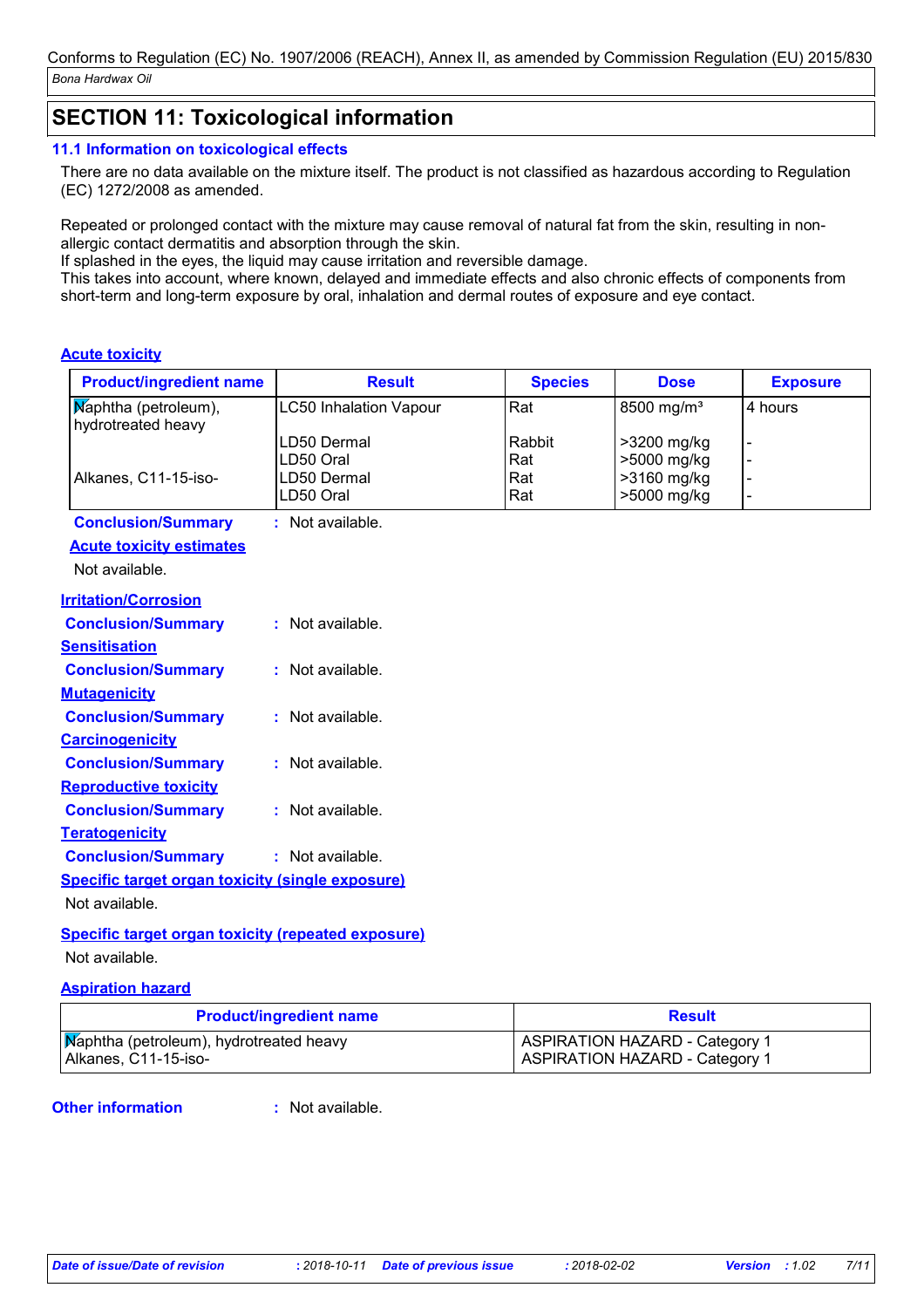## SECTION 11: Toxicological information

### 11.1 Information on toxicological effects

There are no data available on the mixture itself. The product is not classified as hazardous according to Regulation (EC) 1272/2008 as amended.

Repeated or prolonged contact with the mixture may cause removal of natural fat from the skin, resulting in non-allergic contact dermatitis and absorption through the skin.
If splashed in the eyes, the liquid may cause irritation and reversible damage.
This takes into account, where known, delayed and immediate effects and also chronic effects of components from short-term and long-term exposure by oral, inhalation and dermal routes of exposure and eye contact.

**Acute toxicity**

| Product/ingredient name | Result | Species | Dose | Exposure |
|---|---|---|---|---|
| Naphtha (petroleum), hydrotreated heavy | LC50 Inhalation Vapour | Rat | 8500 mg/m³ | 4 hours |
| | LD50 Dermal | Rabbit | >3200 mg/kg | - |
| | LD50 Oral | Rat | >5000 mg/kg | - |
| Alkanes, C11-15-iso- | LD50 Dermal | Rat | >3160 mg/kg | - |
| | LD50 Oral | Rat | >5000 mg/kg | - |

**Conclusion/Summary** : Not available.

**Acute toxicity estimates**

Not available.

**Irritation/Corrosion**

**Conclusion/Summary** : Not available.

**Sensitisation**

**Conclusion/Summary** : Not available.

**Mutagenicity**

**Conclusion/Summary** : Not available.

**Carcinogenicity**

**Conclusion/Summary** : Not available.

**Reproductive toxicity**

**Conclusion/Summary** : Not available.

**Teratogenicity**

**Conclusion/Summary** : Not available.

**Specific target organ toxicity (single exposure)**

Not available.

**Specific target organ toxicity (repeated exposure)**

Not available.

**Aspiration hazard**

| Product/ingredient name | Result |
|---|---|
| Naphtha (petroleum), hydrotreated heavy | ASPIRATION HAZARD - Category 1 |
| Alkanes, C11-15-iso- | ASPIRATION HAZARD - Category 1 |

**Other information** : Not available.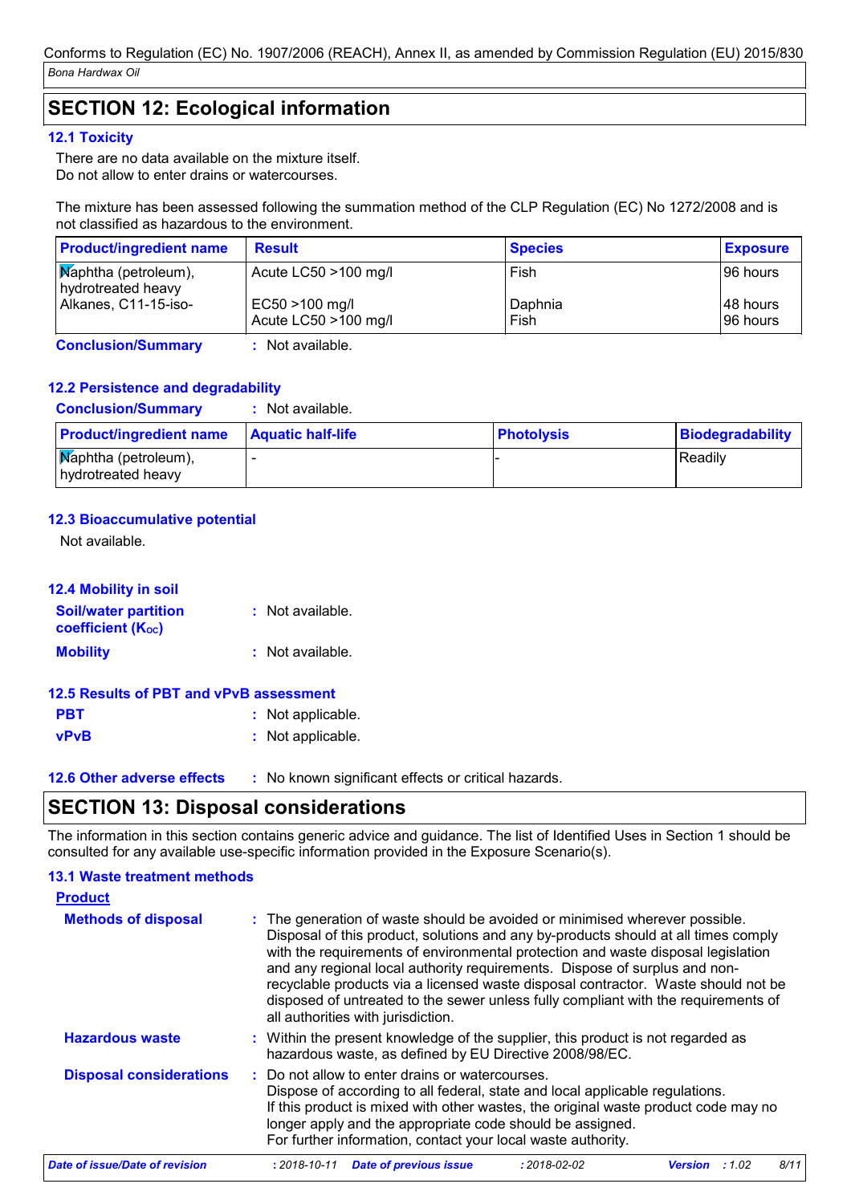## SECTION 12: Ecological information

### 12.1 Toxicity

There are no data available on the mixture itself.
Do not allow to enter drains or watercourses.

The mixture has been assessed following the summation method of the CLP Regulation (EC) No 1272/2008 and is not classified as hazardous to the environment.

| Product/ingredient name | Result | Species | Exposure |
|---|---|---|---|
| Naphtha (petroleum), hydrotreated heavy | Acute LC50 >100 mg/l | Fish | 96 hours |
| Alkanes, C11-15-iso- | EC50 >100 mg/l | Daphnia | 48 hours |
| | Acute LC50 >100 mg/l | Fish | 96 hours |

**Conclusion/Summary** : Not available.

### 12.2 Persistence and degradability

**Conclusion/Summary** : Not available.

| Product/ingredient name | Aquatic half-life | Photolysis | Biodegradability |
|---|---|---|---|
| Naphtha (petroleum), hydrotreated heavy | - | - | Readily |

### 12.3 Bioaccumulative potential

Not available.

### 12.4 Mobility in soil

**Soil/water partition coefficient ($K_{OC}$)** : Not available.

**Mobility** : Not available.

### 12.5 Results of PBT and vPvB assessment

**PBT** : Not applicable.

**vPvB** : Not applicable.

### 12.6 Other adverse effects

: No known significant effects or critical hazards.

## SECTION 13: Disposal considerations

The information in this section contains generic advice and guidance. The list of Identified Uses in Section 1 should be consulted for any available use-specific information provided in the Exposure Scenario(s).

### 13.1 Waste treatment methods

**Product**

**Methods of disposal** : The generation of waste should be avoided or minimised wherever possible. Disposal of this product, solutions and any by-products should at all times comply with the requirements of environmental protection and waste disposal legislation and any regional local authority requirements. Dispose of surplus and non-recyclable products via a licensed waste disposal contractor. Waste should not be disposed of untreated to the sewer unless fully compliant with the requirements of all authorities with jurisdiction.

**Hazardous waste** : Within the present knowledge of the supplier, this product is not regarded as hazardous waste, as defined by EU Directive 2008/98/EC.

**Disposal considerations** : Do not allow to enter drains or watercourses.
Dispose of according to all federal, state and local applicable regulations.
If this product is mixed with other wastes, the original waste product code may no longer apply and the appropriate code should be assigned.
For further information, contact your local waste authority.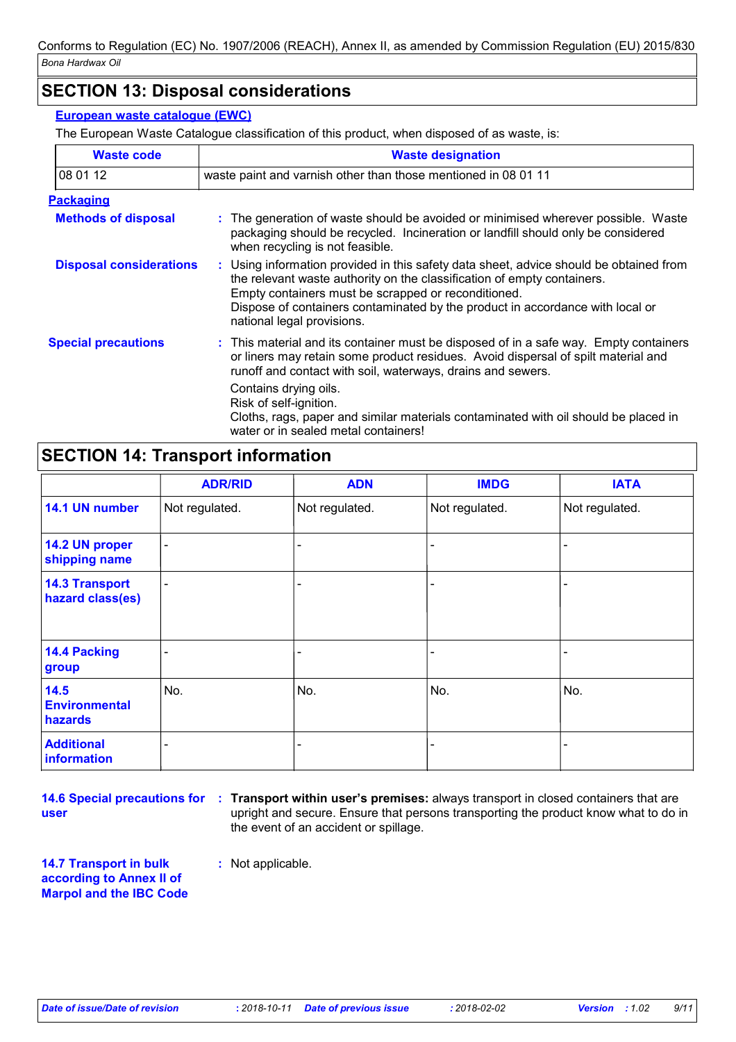## SECTION 13: Disposal considerations

### European waste catalogue (EWC)

The European Waste Catalogue classification of this product, when disposed of as waste, is:

| Waste code | Waste designation |
|---|---|
| 08 01 12 | waste paint and varnish other than those mentioned in 08 01 11 |

### Packaging

**Methods of disposal** : The generation of waste should be avoided or minimised wherever possible. Waste packaging should be recycled. Incineration or landfill should only be considered when recycling is not feasible.

**Disposal considerations** : Using information provided in this safety data sheet, advice should be obtained from the relevant waste authority on the classification of empty containers.
Empty containers must be scrapped or reconditioned.
Dispose of containers contaminated by the product in accordance with local or national legal provisions.

**Special precautions** : This material and its container must be disposed of in a safe way. Empty containers or liners may retain some product residues. Avoid dispersal of spilt material and runoff and contact with soil, waterways, drains and sewers.

Contains drying oils.
Risk of self-ignition.
Cloths, rags, paper and similar materials contaminated with oil should be placed in water or in sealed metal containers!

## SECTION 14: Transport information

| | ADR/RID | ADN | IMDG | IATA |
|---|---|---|---|---|
| 14.1 UN number | Not regulated. | Not regulated. | Not regulated. | Not regulated. |
| 14.2 UN proper shipping name | - | - | - | - |
| 14.3 Transport hazard class(es) | - | - | - | - |
| 14.4 Packing group | - | - | - | - |
| 14.5 Environmental hazards | No. | No. | No. | No. |
| Additional information | - | - | - | - |

**14.6 Special precautions for user** : **Transport within user's premises:** always transport in closed containers that are upright and secure. Ensure that persons transporting the product know what to do in the event of an accident or spillage.

**14.7 Transport in bulk according to Annex II of Marpol and the IBC Code** : Not applicable.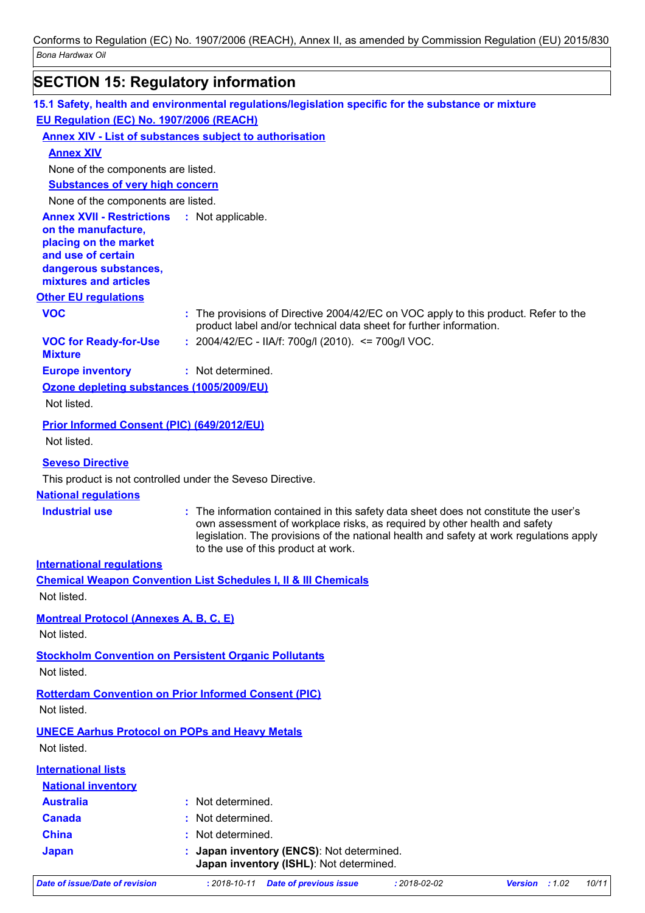## SECTION 15: Regulatory information

### 15.1 Safety, health and environmental regulations/legislation specific for the substance or mixture

**EU Regulation (EC) No. 1907/2006 (REACH)**

**Annex XIV - List of substances subject to authorisation**

**Annex XIV**

None of the components are listed.

**Substances of very high concern**

None of the components are listed.

**Annex XVII - Restrictions on the manufacture, placing on the market and use of certain dangerous substances, mixtures and articles** : Not applicable.

**Other EU regulations**

**VOC** : The provisions of Directive 2004/42/EC on VOC apply to this product. Refer to the product label and/or technical data sheet for further information.

**VOC for Ready-for-Use Mixture** : 2004/42/EC - IIA/f: 700g/l (2010). <= 700g/l VOC.

**Europe inventory** : Not determined.

**Ozone depleting substances (1005/2009/EU)**

Not listed.

**Prior Informed Consent (PIC) (649/2012/EU)**

Not listed.

**Seveso Directive**

This product is not controlled under the Seveso Directive.

**National regulations**

**Industrial use** : The information contained in this safety data sheet does not constitute the user's own assessment of workplace risks, as required by other health and safety legislation. The provisions of the national health and safety at work regulations apply to the use of this product at work.

**International regulations**

**Chemical Weapon Convention List Schedules I, II & III Chemicals**

Not listed.

**Montreal Protocol (Annexes A, B, C, E)**

Not listed.

**Stockholm Convention on Persistent Organic Pollutants**

Not listed.

**Rotterdam Convention on Prior Informed Consent (PIC)**

Not listed.

**UNECE Aarhus Protocol on POPs and Heavy Metals**

Not listed.

**International lists**

**National inventory**

**Australia** : Not determined.

**Canada** : Not determined.

**China** : Not determined.

**Japan** : **Japan inventory (ENCS)**: Not determined.
**Japan inventory (ISHL)**: Not determined.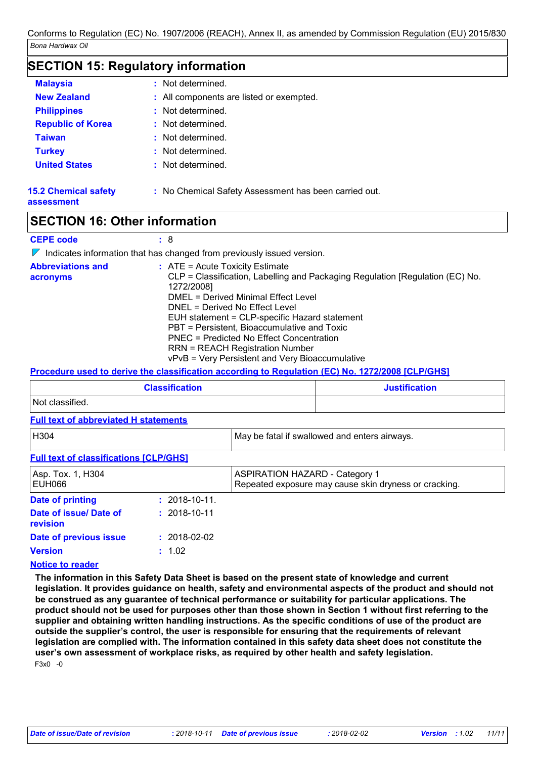## SECTION 15: Regulatory information

| | |
|---|---|
| **Malaysia** | : Not determined. |
| **New Zealand** | : All components are listed or exempted. |
| **Philippines** | : Not determined. |
| **Republic of Korea** | : Not determined. |
| **Taiwan** | : Not determined. |
| **Turkey** | : Not determined. |
| **United States** | : Not determined. |

**15.2 Chemical safety assessment** : No Chemical Safety Assessment has been carried out.

## SECTION 16: Other information

**CEPE code** : 8

Indicates information that has changed from previously issued version.

**Abbreviations and acronyms** :
ATE = Acute Toxicity Estimate
CLP = Classification, Labelling and Packaging Regulation [Regulation (EC) No. 1272/2008]
DMEL = Derived Minimal Effect Level
DNEL = Derived No Effect Level
EUH statement = CLP-specific Hazard statement
PBT = Persistent, Bioaccumulative and Toxic
PNEC = Predicted No Effect Concentration
RRN = REACH Registration Number
vPvB = Very Persistent and Very Bioaccumulative

**Procedure used to derive the classification according to Regulation (EC) No. 1272/2008 [CLP/GHS]**

| Classification | Justification |
|---|---|
| Not classified. | |

**Full text of abbreviated H statements**

| | |
|---|---|
| H304 | May be fatal if swallowed and enters airways. |

**Full text of classifications [CLP/GHS]**

| | |
|---|---|
| Asp. Tox. 1, H304<br>EUH066 | ASPIRATION HAZARD - Category 1<br>Repeated exposure may cause skin dryness or cracking. |

| | |
|---|---|
| **Date of printing** | : 2018-10-11. |
| **Date of issue/ Date of revision** | : 2018-10-11 |
| **Date of previous issue** | : 2018-02-02 |
| **Version** | : 1.02 |

**Notice to reader**

**The information in this Safety Data Sheet is based on the present state of knowledge and current legislation. It provides guidance on health, safety and environmental aspects of the product and should not be construed as any guarantee of technical performance or suitability for particular applications. The product should not be used for purposes other than those shown in Section 1 without first referring to the supplier and obtaining written handling instructions. As the specific conditions of use of the product are outside the supplier's control, the user is responsible for ensuring that the requirements of relevant legislation are complied with. The information contained in this safety data sheet does not constitute the user's own assessment of workplace risks, as required by other health and safety legislation.**

F3x0 -0